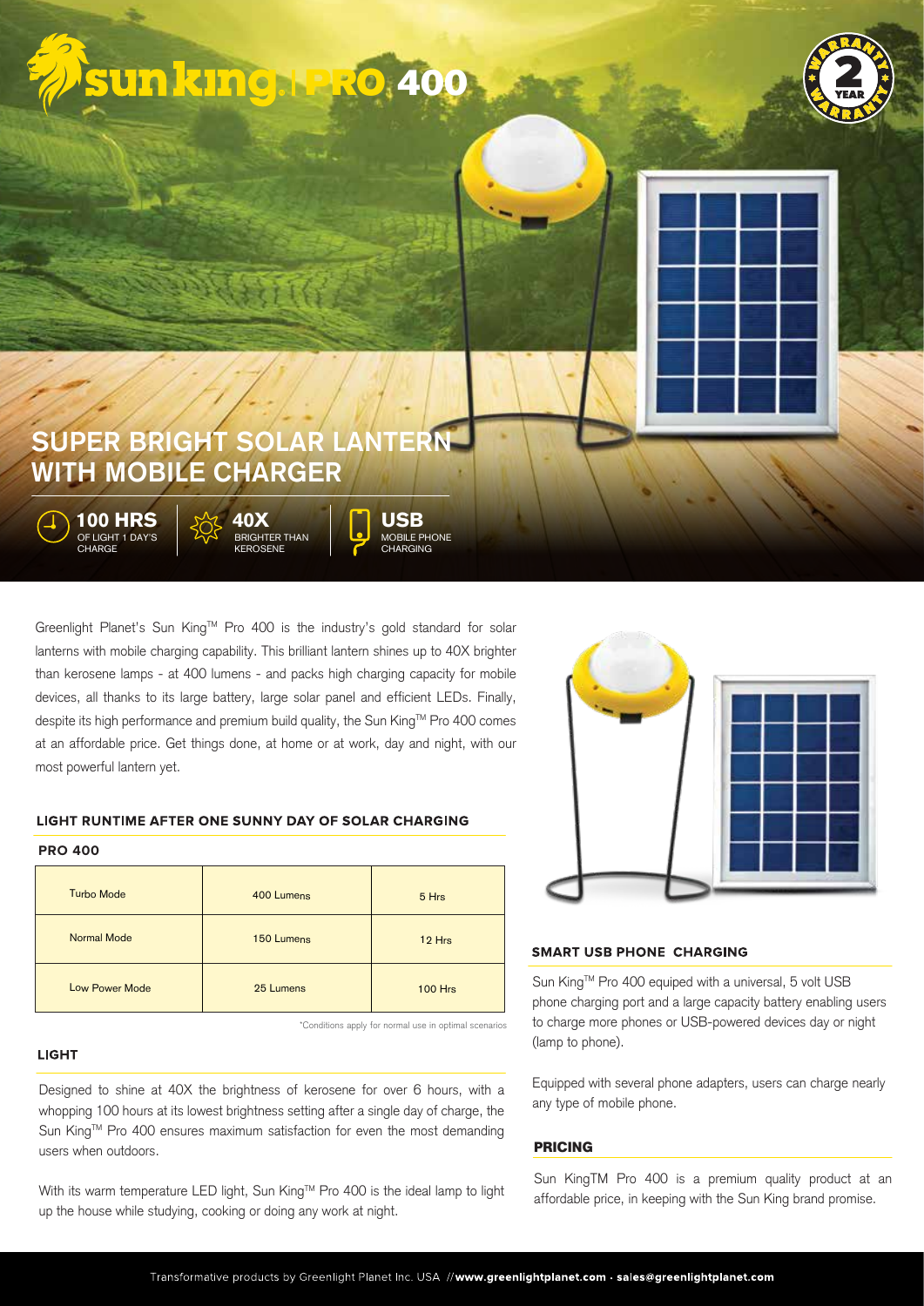# sun king | PRO 400

2 YEAR WARRANTY

## SUPER BRIGHT SOLAR LANTERN WITH MOBILE CHARGER

**100 HRS** OF LIGHT 1 DAY'S CHARGE

**40X** BRIGHTER THAN KEROSENE

**USB** MOBILE PHONE CHARGING

Greenlight Planet's Sun King™ Pro 400 is the industry's gold standard for solar lanterns with mobile charging capability. This brilliant lantern shines up to 40X brighter than kerosene lamps - at 400 lumens - and packs high charging capacity for mobile devices, all thanks to its large battery, large solar panel and efficient LEDs. Finally, despite its high performance and premium build quality, the Sun King™ Pro 400 comes at an affordable price. Get things done, at home or at work, day and night, with our most powerful lantern yet.

### LIGHT RUNTIME AFTER ONE SUNNY DAY OF SOLAR CHARGING

**PRO 400**

| Mode | Brightness | Runtime |
| --- | --- | --- |
| Turbo Mode | 400 Lumens | 5 Hrs |
| Normal Mode | 150 Lumens | 12 Hrs |
| Low Power Mode | 25 Lumens | 100 Hrs |

*Conditions apply for normal use in optimal scenarios

### LIGHT

Designed to shine at 40X the brightness of kerosene for over 6 hours, with a whopping 100 hours at its lowest brightness setting after a single day of charge, the Sun King™ Pro 400 ensures maximum satisfaction for even the most demanding users when outdoors.

With its warm temperature LED light, Sun King™ Pro 400 is the ideal lamp to light up the house while studying, cooking or doing any work at night.

### SMART USB PHONE CHARGING

Sun King™ Pro 400 equiped with a universal, 5 volt USB phone charging port and a large capacity battery enabling users to charge more phones or USB-powered devices day or night (lamp to phone).

Equipped with several phone adapters, users can charge nearly any type of mobile phone.

### PRICING

Sun KingTM Pro 400 is a premium quality product at an affordable price, in keeping with the Sun King brand promise.

Transformative products by Greenlight Planet Inc. USA //**www.greenlightplanet.com · sales@greenlightplanet.com**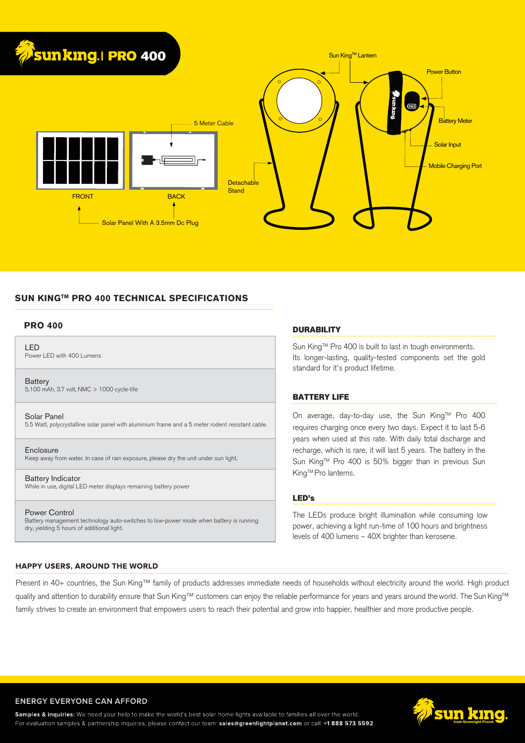# sun king. | PRO 400

Sun King™ Lantern

Power Button

Battery Meter

Solar Input

Mobile Charging Port

Detachable Stand

5 Meter Cable

FRONT

BACK

Solar Panel With A 3.5mm Dc Plug

## SUN KING™ PRO 400 TECHNICAL SPECIFICATIONS

### PRO 400

| | |
|---|---|
| **LED** | Power LED with 400 Lumens |
| **Battery** | 5,100 mAh, 3.7 volt, NMC > 1000 cycle-life |
| **Solar Panel** | 5.5 Watt, polycrystalline solar panel with aluminium frame and a 5 meter rodent resistant cable. |
| **Enclosure** | Keep away from water. In case of rain exposure, please dry the unit under sun light. |
| **Battery Indicator** | While in use, digital LED meter displays remaining battery power |
| **Power Control** | Battery management technology auto-switches to low-power mode when battery is running dry, yielding 5 hours of additional light. |

### DURABILITY

Sun King™ Pro 400 is built to last in tough environments. Its longer-lasting, quality-tested components set the gold standard for it's product lifetime.

### BATTERY LIFE

On average, day-to-day use, the Sun King™ Pro 400 requires charging once every two days. Expect it to last 5-6 years when used at this rate. With daily total discharge and recharge, which is rare, it will last 5 years. The battery in the Sun King™ Pro 400 is 50% bigger than in previous Sun King™ Pro lanterns.

### LED's

The LEDs produce bright illumination while consuming low power, achieving a light run-time of 100 hours and brightness levels of 400 lumens – 40X brighter than kerosene.

### HAPPY USERS, AROUND THE WORLD

Present in 40+ countries, the Sun King™ family of products addresses immediate needs of households without electricity around the world. High product quality and attention to durability ensure that Sun King™ customers can enjoy the reliable performance for years and years around the world. The Sun King™ family strives to create an environment that empowers users to reach their potential and grow into happier, healthier and more productive people.

### ENERGY EVERYONE CAN AFFORD

**Samples & inquiries:** We need your help to make the world's best solar home lights available to families all over the world. For evaluation samples & partnership inquiries, please contact our team: **sales@greenlightplanet.com** or call: **+1 888 573 5592**

sun king. from Greenlight Planet